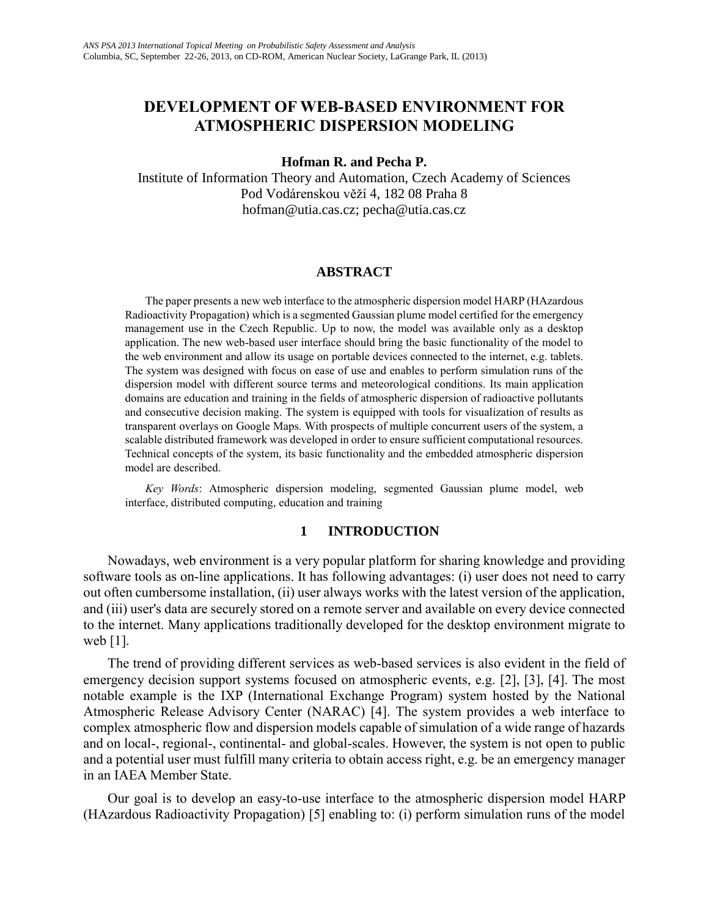# DEVELOPMENT OF WEB-BASED ENVIRONMENT FOR ATMOSPHERIC DISPERSION MODELING

**Hofman R. and Pecha P.**

Institute of Information Theory and Automation, Czech Academy of Sciences
Pod Vodárenskou věží 4, 182 08 Praha 8
hofman@utia.cas.cz; pecha@utia.cas.cz

## ABSTRACT

The paper presents a new web interface to the atmospheric dispersion model HARP (HAzardous Radioactivity Propagation) which is a segmented Gaussian plume model certified for the emergency management use in the Czech Republic. Up to now, the model was available only as a desktop application. The new web-based user interface should bring the basic functionality of the model to the web environment and allow its usage on portable devices connected to the internet, e.g. tablets. The system was designed with focus on ease of use and enables to perform simulation runs of the dispersion model with different source terms and meteorological conditions. Its main application domains are education and training in the fields of atmospheric dispersion of radioactive pollutants and consecutive decision making. The system is equipped with tools for visualization of results as transparent overlays on Google Maps. With prospects of multiple concurrent users of the system, a scalable distributed framework was developed in order to ensure sufficient computational resources. Technical concepts of the system, its basic functionality and the embedded atmospheric dispersion model are described.

*Key Words*: Atmospheric dispersion modeling, segmented Gaussian plume model, web interface, distributed computing, education and training

## 1 INTRODUCTION

Nowadays, web environment is a very popular platform for sharing knowledge and providing software tools as on-line applications. It has following advantages: (i) user does not need to carry out often cumbersome installation, (ii) user always works with the latest version of the application, and (iii) user's data are securely stored on a remote server and available on every device connected to the internet. Many applications traditionally developed for the desktop environment migrate to web [1].

The trend of providing different services as web-based services is also evident in the field of emergency decision support systems focused on atmospheric events, e.g. [2], [3], [4]. The most notable example is the IXP (International Exchange Program) system hosted by the National Atmospheric Release Advisory Center (NARAC) [4]. The system provides a web interface to complex atmospheric flow and dispersion models capable of simulation of a wide range of hazards and on local-, regional-, continental- and global-scales. However, the system is not open to public and a potential user must fulfill many criteria to obtain access right, e.g. be an emergency manager in an IAEA Member State.

Our goal is to develop an easy-to-use interface to the atmospheric dispersion model HARP (HAzardous Radioactivity Propagation) [5] enabling to: (i) perform simulation runs of the model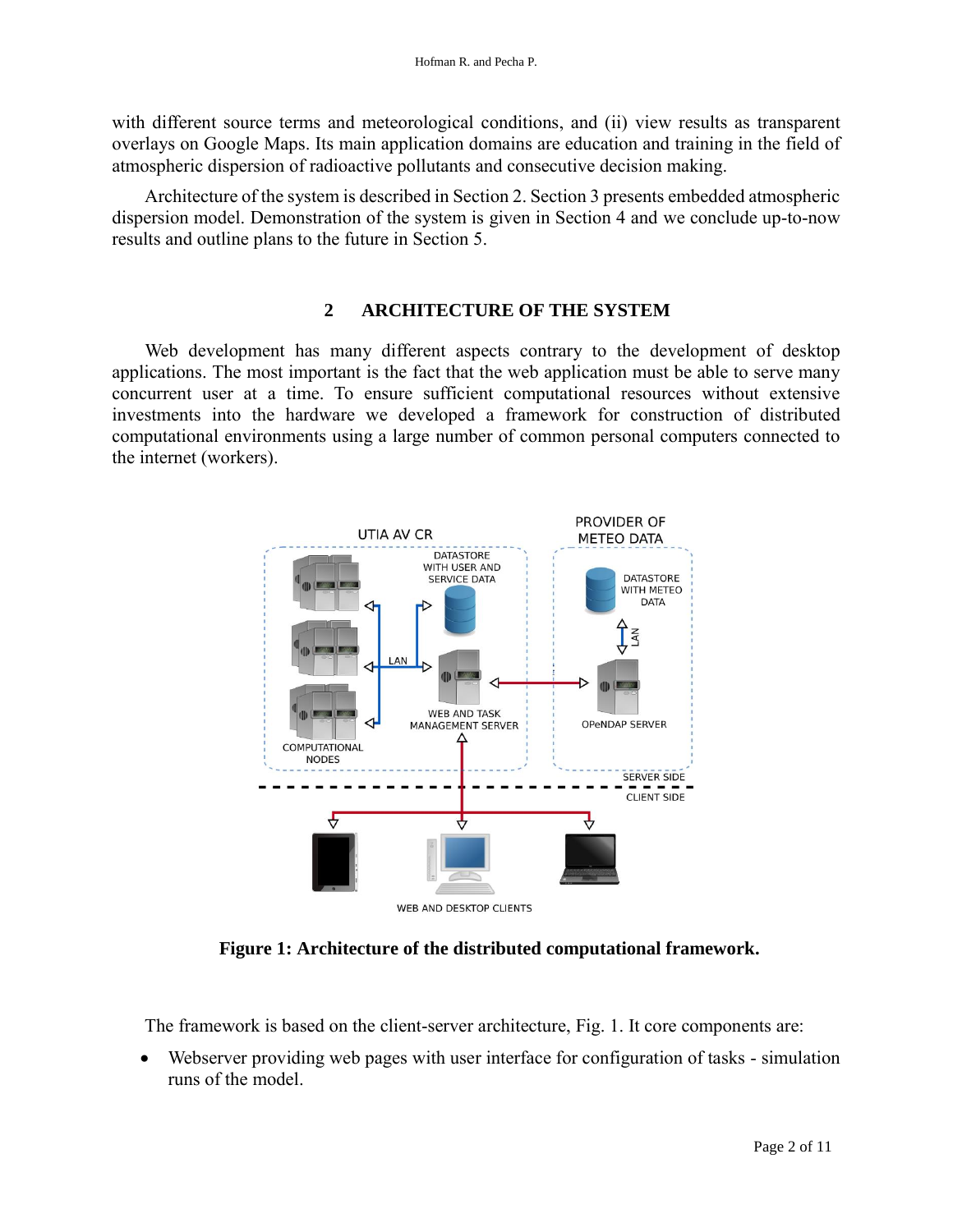with different source terms and meteorological conditions, and (ii) view results as transparent overlays on Google Maps. Its main application domains are education and training in the field of atmospheric dispersion of radioactive pollutants and consecutive decision making.

Architecture of the system is described in Section 2. Section 3 presents embedded atmospheric dispersion model. Demonstration of the system is given in Section 4 and we conclude up-to-now results and outline plans to the future in Section 5.

## 2 ARCHITECTURE OF THE SYSTEM

Web development has many different aspects contrary to the development of desktop applications. The most important is the fact that the web application must be able to serve many concurrent user at a time. To ensure sufficient computational resources without extensive investments into the hardware we developed a framework for construction of distributed computational environments using a large number of common personal computers connected to the internet (workers).

**Figure 1: Architecture of the distributed computational framework.**

The framework is based on the client-server architecture, Fig. 1. It core components are:

- Webserver providing web pages with user interface for configuration of tasks - simulation runs of the model.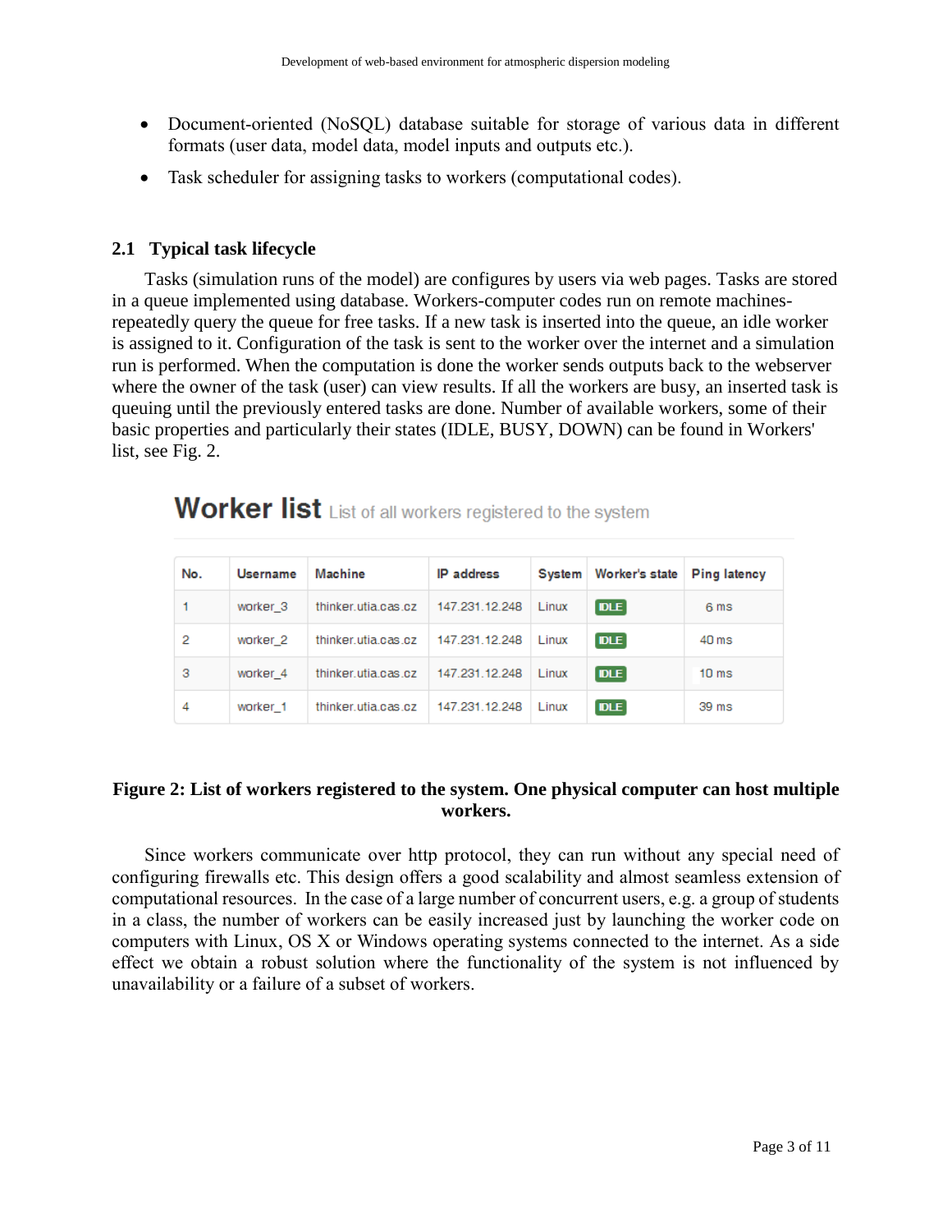- Document-oriented (NoSQL) database suitable for storage of various data in different formats (user data, model data, model inputs and outputs etc.).
- Task scheduler for assigning tasks to workers (computational codes).

### 2.1 Typical task lifecycle

Tasks (simulation runs of the model) are configures by users via web pages. Tasks are stored in a queue implemented using database. Workers-computer codes run on remote machines-repeatedly query the queue for free tasks. If a new task is inserted into the queue, an idle worker is assigned to it. Configuration of the task is sent to the worker over the internet and a simulation run is performed. When the computation is done the worker sends outputs back to the webserver where the owner of the task (user) can view results. If all the workers are busy, an inserted task is queuing until the previously entered tasks are done. Number of available workers, some of their basic properties and particularly their states (IDLE, BUSY, DOWN) can be found in Workers' list, see Fig. 2.

**Worker list** List of all workers registered to the system

| No. | Username | Machine | IP address | System | Worker's state | Ping latency |
|---|---|---|---|---|---|---|
| 1 | worker_3 | thinker.utia.cas.cz | 147.231.12.248 | Linux | IDLE | 6 ms |
| 2 | worker_2 | thinker.utia.cas.cz | 147.231.12.248 | Linux | IDLE | 40 ms |
| 3 | worker_4 | thinker.utia.cas.cz | 147.231.12.248 | Linux | IDLE | 10 ms |
| 4 | worker_1 | thinker.utia.cas.cz | 147.231.12.248 | Linux | IDLE | 39 ms |

**Figure 2: List of workers registered to the system. One physical computer can host multiple workers.**

Since workers communicate over http protocol, they can run without any special need of configuring firewalls etc. This design offers a good scalability and almost seamless extension of computational resources. In the case of a large number of concurrent users, e.g. a group of students in a class, the number of workers can be easily increased just by launching the worker code on computers with Linux, OS X or Windows operating systems connected to the internet. As a side effect we obtain a robust solution where the functionality of the system is not influenced by unavailability or a failure of a subset of workers.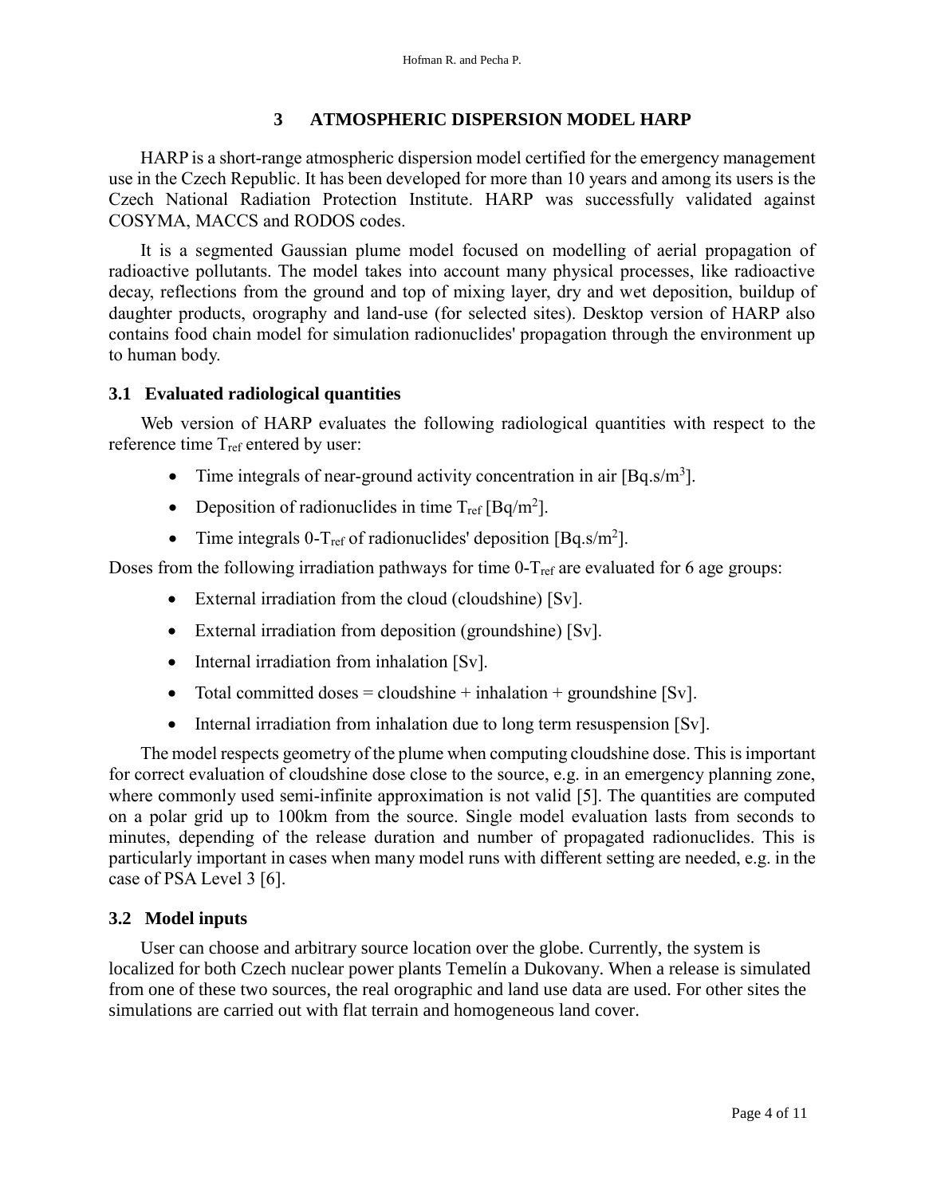## 3 ATMOSPHERIC DISPERSION MODEL HARP

HARP is a short-range atmospheric dispersion model certified for the emergency management use in the Czech Republic. It has been developed for more than 10 years and among its users is the Czech National Radiation Protection Institute. HARP was successfully validated against COSYMA, MACCS and RODOS codes.

It is a segmented Gaussian plume model focused on modelling of aerial propagation of radioactive pollutants. The model takes into account many physical processes, like radioactive decay, reflections from the ground and top of mixing layer, dry and wet deposition, buildup of daughter products, orography and land-use (for selected sites). Desktop version of HARP also contains food chain model for simulation radionuclides' propagation through the environment up to human body.

### 3.1 Evaluated radiological quantities

Web version of HARP evaluates the following radiological quantities with respect to the reference time $T_{ref}$ entered by user:

- Time integrals of near-ground activity concentration in air [Bq.s/m$^3$].
- Deposition of radionuclides in time $T_{ref}$ [Bq/m$^2$].
- Time integrals 0-$T_{ref}$ of radionuclides' deposition [Bq.s/m$^2$].

Doses from the following irradiation pathways for time 0-$T_{ref}$ are evaluated for 6 age groups:

- External irradiation from the cloud (cloudshine) [Sv].
- External irradiation from deposition (groundshine) [Sv].
- Internal irradiation from inhalation [Sv].
- Total committed doses = cloudshine + inhalation + groundshine [Sv].
- Internal irradiation from inhalation due to long term resuspension [Sv].

The model respects geometry of the plume when computing cloudshine dose. This is important for correct evaluation of cloudshine dose close to the source, e.g. in an emergency planning zone, where commonly used semi-infinite approximation is not valid [5]. The quantities are computed on a polar grid up to 100km from the source. Single model evaluation lasts from seconds to minutes, depending of the release duration and number of propagated radionuclides. This is particularly important in cases when many model runs with different setting are needed, e.g. in the case of PSA Level 3 [6].

### 3.2 Model inputs

User can choose and arbitrary source location over the globe. Currently, the system is localized for both Czech nuclear power plants Temelín a Dukovany. When a release is simulated from one of these two sources, the real orographic and land use data are used. For other sites the simulations are carried out with flat terrain and homogeneous land cover.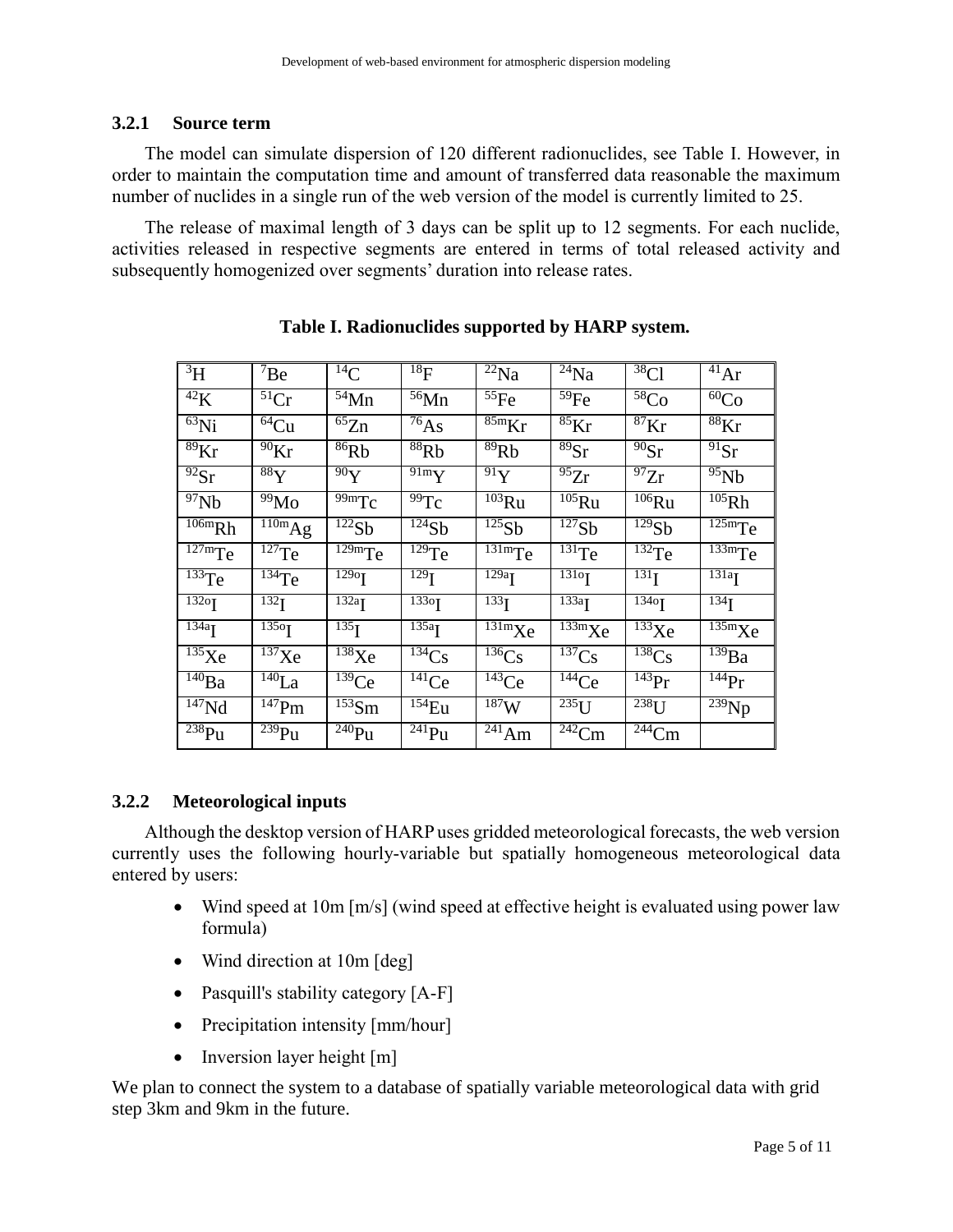### 3.2.1 Source term

The model can simulate dispersion of 120 different radionuclides, see Table I. However, in order to maintain the computation time and amount of transferred data reasonable the maximum number of nuclides in a single run of the web version of the model is currently limited to 25.

The release of maximal length of 3 days can be split up to 12 segments. For each nuclide, activities released in respective segments are entered in terms of total released activity and subsequently homogenized over segments' duration into release rates.

**Table I. Radionuclides supported by HARP system.**

| | | | | | | | |
|---|---|---|---|---|---|---|---|
| $^{3}$H | $^{7}$Be | $^{14}$C | $^{18}$F | $^{22}$Na | $^{24}$Na | $^{38}$Cl | $^{41}$Ar |
| $^{42}$K | $^{51}$Cr | $^{54}$Mn | $^{56}$Mn | $^{55}$Fe | $^{59}$Fe | $^{58}$Co | $^{60}$Co |
| $^{63}$Ni | $^{64}$Cu | $^{65}$Zn | $^{76}$As | $^{85m}$Kr | $^{85}$Kr | $^{87}$Kr | $^{88}$Kr |
| $^{89}$Kr | $^{90}$Kr | $^{86}$Rb | $^{88}$Rb | $^{89}$Rb | $^{89}$Sr | $^{90}$Sr | $^{91}$Sr |
| $^{92}$Sr | $^{88}$Y | $^{90}$Y | $^{91m}$Y | $^{91}$Y | $^{95}$Zr | $^{97}$Zr | $^{95}$Nb |
| $^{97}$Nb | $^{99}$Mo | $^{99m}$Tc | $^{99}$Tc | $^{103}$Ru | $^{105}$Ru | $^{106}$Ru | $^{105}$Rh |
| $^{106m}$Rh | $^{110m}$Ag | $^{122}$Sb | $^{124}$Sb | $^{125}$Sb | $^{127}$Sb | $^{129}$Sb | $^{125m}$Te |
| $^{127m}$Te | $^{127}$Te | $^{129m}$Te | $^{129}$Te | $^{131m}$Te | $^{131}$Te | $^{132}$Te | $^{133m}$Te |
| $^{133}$Te | $^{134}$Te | $^{129o}$I | $^{129}$I | $^{129a}$I | $^{131o}$I | $^{131}$I | $^{131a}$I |
| $^{132o}$I | $^{132}$I | $^{132a}$I | $^{133o}$I | $^{133}$I | $^{133a}$I | $^{134o}$I | $^{134}$I |
| $^{134a}$I | $^{135o}$I | $^{135}$I | $^{135a}$I | $^{131m}$Xe | $^{133m}$Xe | $^{133}$Xe | $^{135m}$Xe |
| $^{135}$Xe | $^{137}$Xe | $^{138}$Xe | $^{134}$Cs | $^{136}$Cs | $^{137}$Cs | $^{138}$Cs | $^{139}$Ba |
| $^{140}$Ba | $^{140}$La | $^{139}$Ce | $^{141}$Ce | $^{143}$Ce | $^{144}$Ce | $^{143}$Pr | $^{144}$Pr |
| $^{147}$Nd | $^{147}$Pm | $^{153}$Sm | $^{154}$Eu | $^{187}$W | $^{235}$U | $^{238}$U | $^{239}$Np |
| $^{238}$Pu | $^{239}$Pu | $^{240}$Pu | $^{241}$Pu | $^{241}$Am | $^{242}$Cm | $^{244}$Cm | |

### 3.2.2 Meteorological inputs

Although the desktop version of HARP uses gridded meteorological forecasts, the web version currently uses the following hourly-variable but spatially homogeneous meteorological data entered by users:

- Wind speed at 10m [m/s] (wind speed at effective height is evaluated using power law formula)
- Wind direction at 10m [deg]
- Pasquill's stability category [A-F]
- Precipitation intensity [mm/hour]
- Inversion layer height [m]

We plan to connect the system to a database of spatially variable meteorological data with grid step 3km and 9km in the future.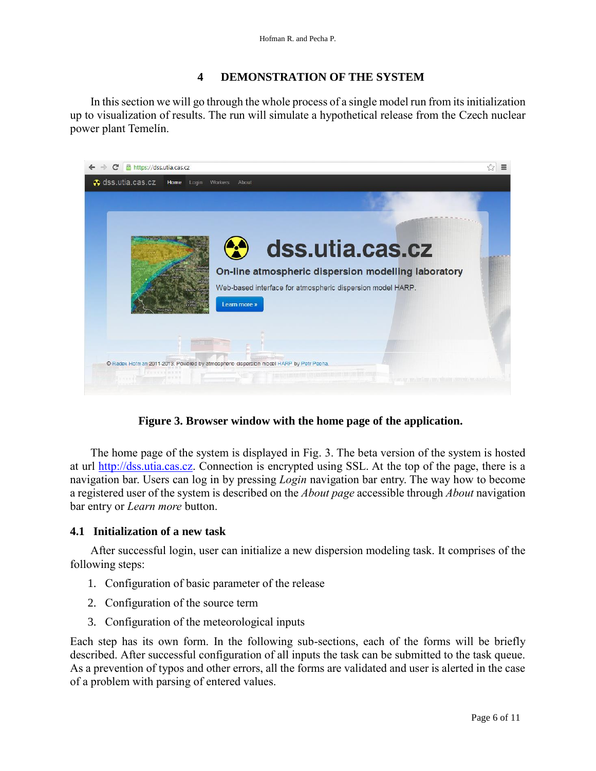## 4 DEMONSTRATION OF THE SYSTEM

In this section we will go through the whole process of a single model run from its initialization up to visualization of results. The run will simulate a hypothetical release from the Czech nuclear power plant Temelín.

**Figure 3. Browser window with the home page of the application.**

The home page of the system is displayed in Fig. 3. The beta version of the system is hosted at url http://dss.utia.cas.cz. Connection is encrypted using SSL. At the top of the page, there is a navigation bar. Users can log in by pressing *Login* navigation bar entry. The way how to become a registered user of the system is described on the *About page* accessible through *About* navigation bar entry or *Learn more* button.

### 4.1 Initialization of a new task

After successful login, user can initialize a new dispersion modeling task. It comprises of the following steps:

1. Configuration of basic parameter of the release
2. Configuration of the source term
3. Configuration of the meteorological inputs

Each step has its own form. In the following sub-sections, each of the forms will be briefly described. After successful configuration of all inputs the task can be submitted to the task queue. As a prevention of typos and other errors, all the forms are validated and user is alerted in the case of a problem with parsing of entered values.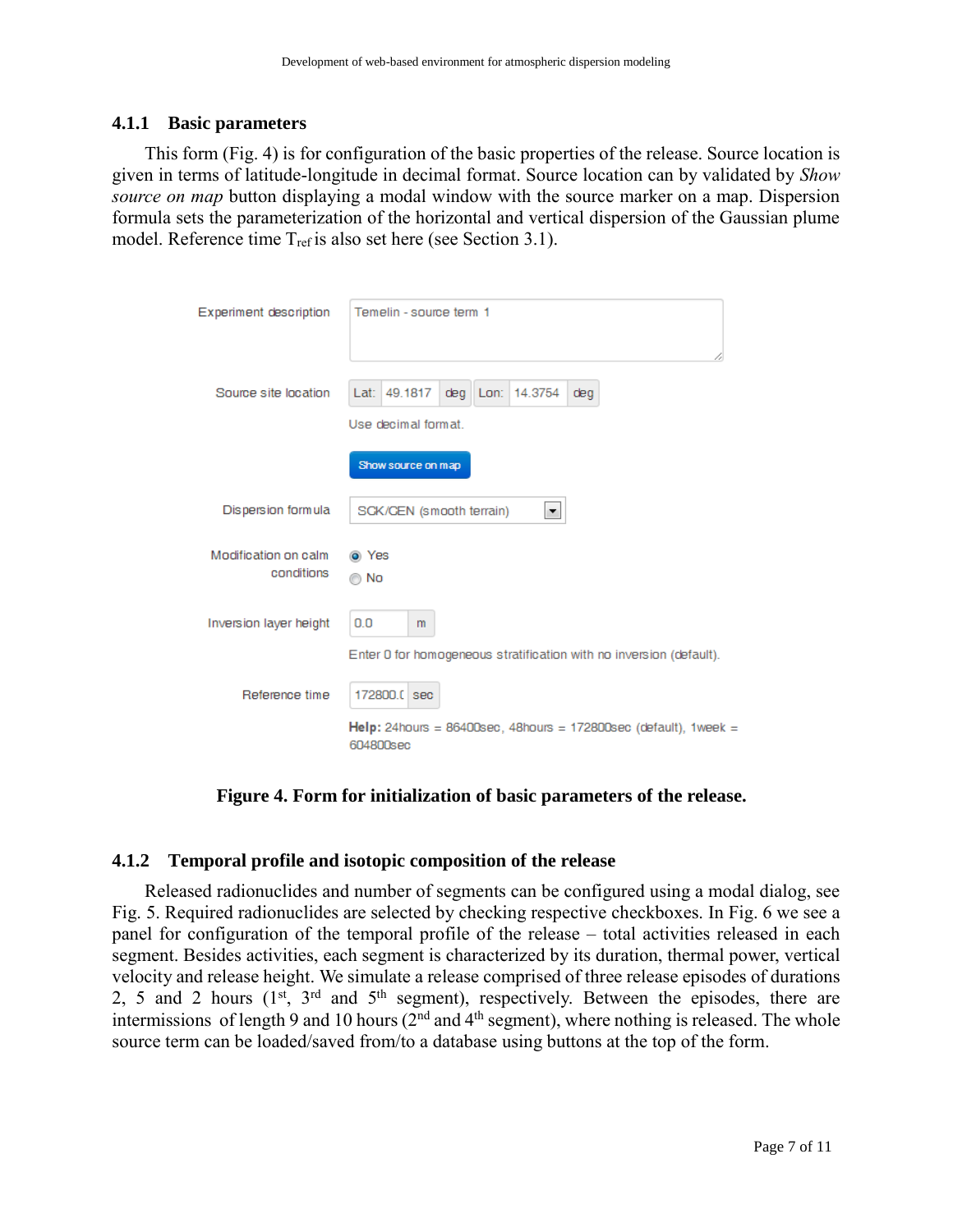### 4.1.1 Basic parameters

This form (Fig. 4) is for configuration of the basic properties of the release. Source location is given in terms of latitude-longitude in decimal format. Source location can by validated by *Show source on map* button displaying a modal window with the source marker on a map. Dispersion formula sets the parameterization of the horizontal and vertical dispersion of the Gaussian plume model. Reference time $T_{ref}$ is also set here (see Section 3.1).

Experiment description: Temelin - source term 1

Source site location: Lat: 49.1817 deg Lon: 14.3754 deg

Use decimal format.

Show source on map

Dispersion formula: SCK/CEN (smooth terrain)

Modification on calm conditions: Yes / No

Inversion layer height: 0.0 m

Enter 0 for homogeneous stratification with no inversion (default).

Reference time: 172800.0 sec

**Help:** 24hours = 86400sec, 48hours = 172800sec (default), 1week = 604800sec

**Figure 4. Form for initialization of basic parameters of the release.**

### 4.1.2 Temporal profile and isotopic composition of the release

Released radionuclides and number of segments can be configured using a modal dialog, see Fig. 5. Required radionuclides are selected by checking respective checkboxes. In Fig. 6 we see a panel for configuration of the temporal profile of the release – total activities released in each segment. Besides activities, each segment is characterized by its duration, thermal power, vertical velocity and release height. We simulate a release comprised of three release episodes of durations 2, 5 and 2 hours (1st, 3rd and 5th segment), respectively. Between the episodes, there are intermissions of length 9 and 10 hours (2nd and 4th segment), where nothing is released. The whole source term can be loaded/saved from/to a database using buttons at the top of the form.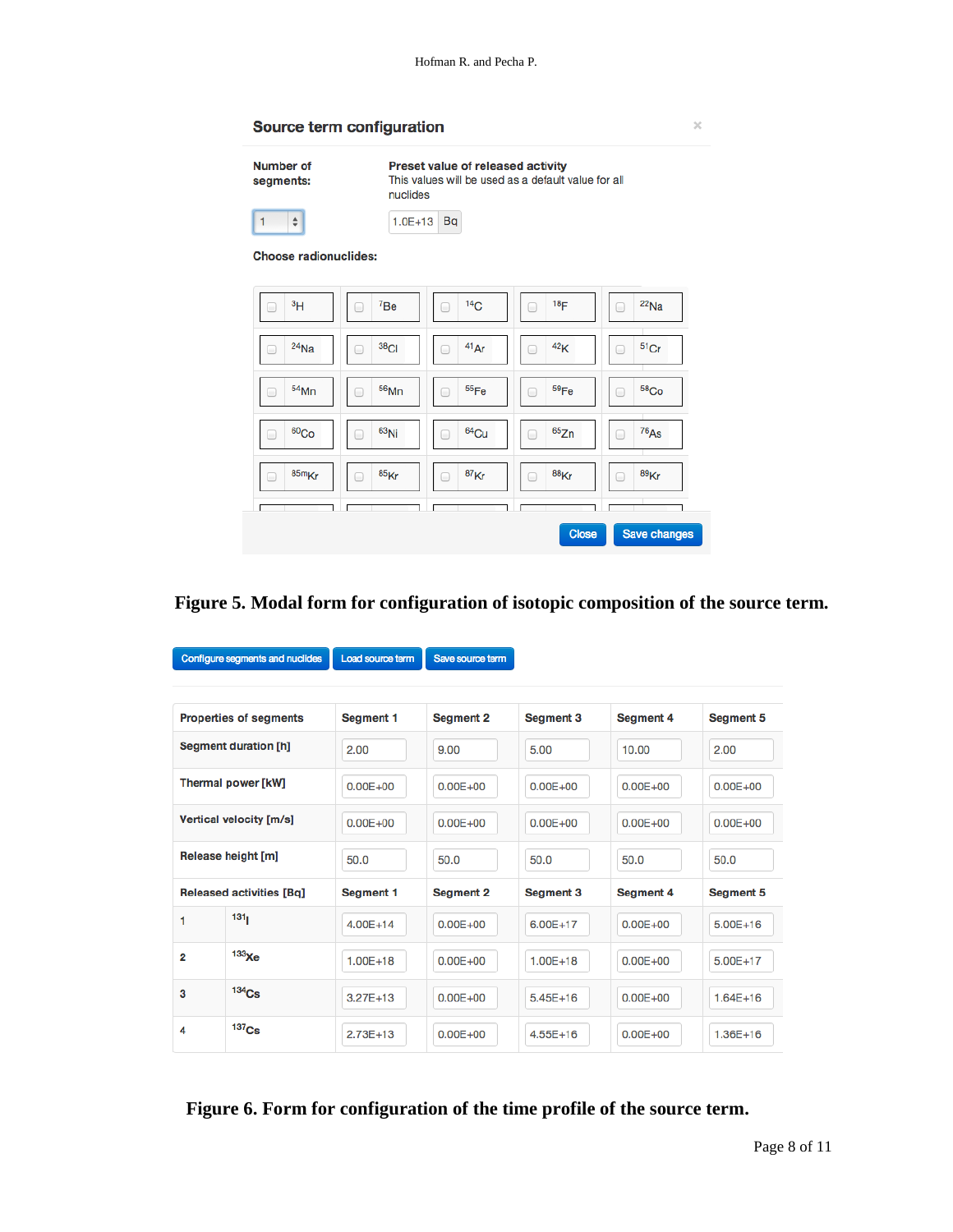**Source term configuration**

×

**Number of segments:**

1

**Preset value of released activity**
This values will be used as a default value for all nuclides

1.0E+13 Bq

**Choose radionuclides:**

| | | | | |
|---|---|---|---|---|
| $^{3}$H | $^{7}$Be | $^{14}$C | $^{18}$F | $^{22}$Na |
| $^{24}$Na | $^{38}$Cl | $^{41}$Ar | $^{42}$K | $^{51}$Cr |
| $^{54}$Mn | $^{56}$Mn | $^{55}$Fe | $^{59}$Fe | $^{58}$Co |
| $^{60}$Co | $^{63}$Ni | $^{64}$Cu | $^{65}$Zn | $^{76}$As |
| $^{85m}$Kr | $^{85}$Kr | $^{87}$Kr | $^{88}$Kr | $^{89}$Kr |

Close | Save changes

**Figure 5. Modal form for configuration of isotopic composition of the source term.**

Configure segments and nuclides | Load source term | Save source term

| Properties of segments | | Segment 1 | Segment 2 | Segment 3 | Segment 4 | Segment 5 |
|---|---|---|---|---|---|---|
| Segment duration [h] | | 2.00 | 9.00 | 5.00 | 10.00 | 2.00 |
| Thermal power [kW] | | 0.00E+00 | 0.00E+00 | 0.00E+00 | 0.00E+00 | 0.00E+00 |
| Vertical velocity [m/s] | | 0.00E+00 | 0.00E+00 | 0.00E+00 | 0.00E+00 | 0.00E+00 |
| Release height [m] | | 50.0 | 50.0 | 50.0 | 50.0 | 50.0 |
| **Released activities [Bq]** | | **Segment 1** | **Segment 2** | **Segment 3** | **Segment 4** | **Segment 5** |
| 1 | $^{131}$I | 4.00E+14 | 0.00E+00 | 6.00E+17 | 0.00E+00 | 5.00E+16 |
| 2 | $^{133}$Xe | 1.00E+18 | 0.00E+00 | 1.00E+18 | 0.00E+00 | 5.00E+17 |
| 3 | $^{134}$Cs | 3.27E+13 | 0.00E+00 | 5.45E+16 | 0.00E+00 | 1.64E+16 |
| 4 | $^{137}$Cs | 2.73E+13 | 0.00E+00 | 4.55E+16 | 0.00E+00 | 1.36E+16 |

**Figure 6. Form for configuration of the time profile of the source term.**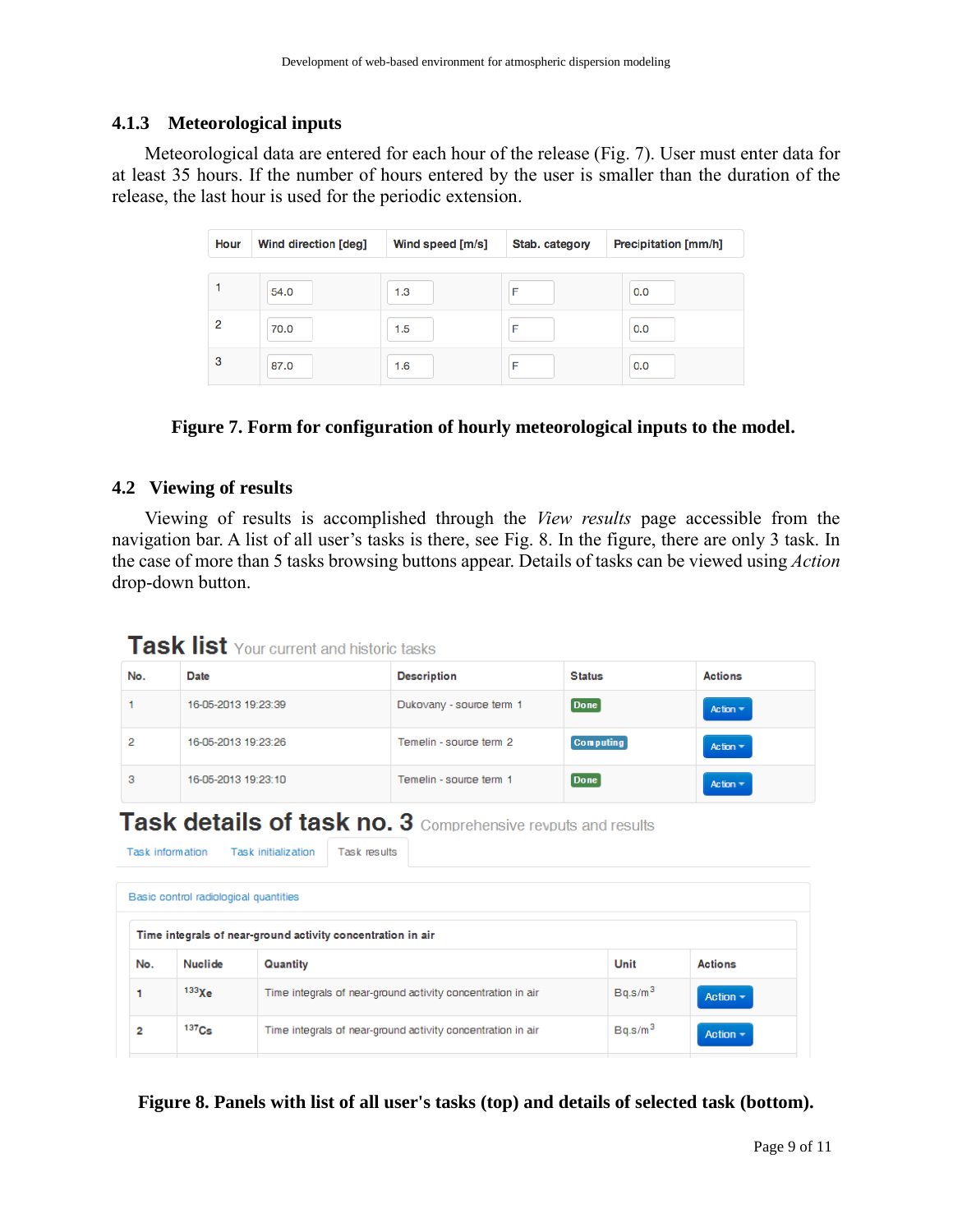### 4.1.3 Meteorological inputs

Meteorological data are entered for each hour of the release (Fig. 7). User must enter data for at least 35 hours. If the number of hours entered by the user is smaller than the duration of the release, the last hour is used for the periodic extension.

| Hour | Wind direction [deg] | Wind speed [m/s] | Stab. category | Precipitation [mm/h] |
|---|---|---|---|---|
| 1 | 54.0 | 1.3 | F | 0.0 |
| 2 | 70.0 | 1.5 | F | 0.0 |
| 3 | 87.0 | 1.6 | F | 0.0 |

**Figure 7. Form for configuration of hourly meteorological inputs to the model.**

## 4.2 Viewing of results

Viewing of results is accomplished through the *View results* page accessible from the navigation bar. A list of all user's tasks is there, see Fig. 8. In the figure, there are only 3 task. In the case of more than 5 tasks browsing buttons appear. Details of tasks can be viewed using *Action* drop-down button.

**Task list** Your current and historic tasks

| No. | Date | Description | Status | Actions |
|---|---|---|---|---|
| 1 | 16-05-2013 19:23:39 | Dukovany - source term 1 | Done | Action |
| 2 | 16-05-2013 19:23:26 | Temelin - source term 2 | Computing | Action |
| 3 | 16-05-2013 19:23:10 | Temelin - source term 1 | Done | Action |

**Task details of task no. 3** Comprehensive revputs and results

Task information | Task initialization | Task results

Basic control radiological quantities

Time integrals of near-ground activity concentration in air

| No. | Nuclide | Quantity | Unit | Actions |
|---|---|---|---|---|
| 1 | $^{133}$Xe | Time integrals of near-ground activity concentration in air | Bq.s/m$^3$ | Action |
| 2 | $^{137}$Cs | Time integrals of near-ground activity concentration in air | Bq.s/m$^3$ | Action |

**Figure 8. Panels with list of all user's tasks (top) and details of selected task (bottom).**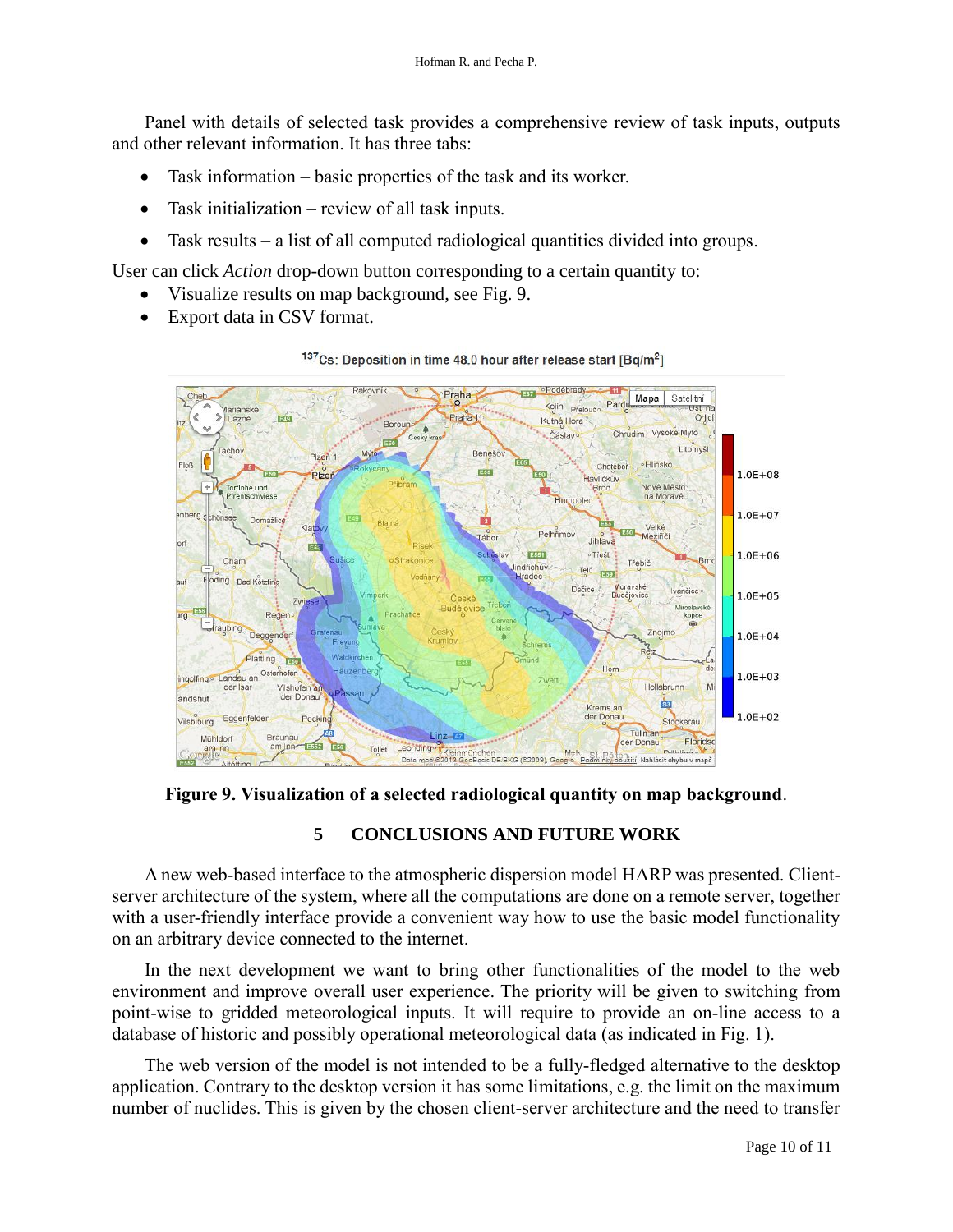Panel with details of selected task provides a comprehensive review of task inputs, outputs and other relevant information. It has three tabs:

- Task information – basic properties of the task and its worker.
- Task initialization – review of all task inputs.
- Task results – a list of all computed radiological quantities divided into groups.

User can click *Action* drop-down button corresponding to a certain quantity to:

- Visualize results on map background, see Fig. 9.
- Export data in CSV format.

**Figure 9. Visualization of a selected radiological quantity on map background**.

## 5 CONCLUSIONS AND FUTURE WORK

A new web-based interface to the atmospheric dispersion model HARP was presented. Client-server architecture of the system, where all the computations are done on a remote server, together with a user-friendly interface provide a convenient way how to use the basic model functionality on an arbitrary device connected to the internet.

In the next development we want to bring other functionalities of the model to the web environment and improve overall user experience. The priority will be given to switching from point-wise to gridded meteorological inputs. It will require to provide an on-line access to a database of historic and possibly operational meteorological data (as indicated in Fig. 1).

The web version of the model is not intended to be a fully-fledged alternative to the desktop application. Contrary to the desktop version it has some limitations, e.g. the limit on the maximum number of nuclides. This is given by the chosen client-server architecture and the need to transfer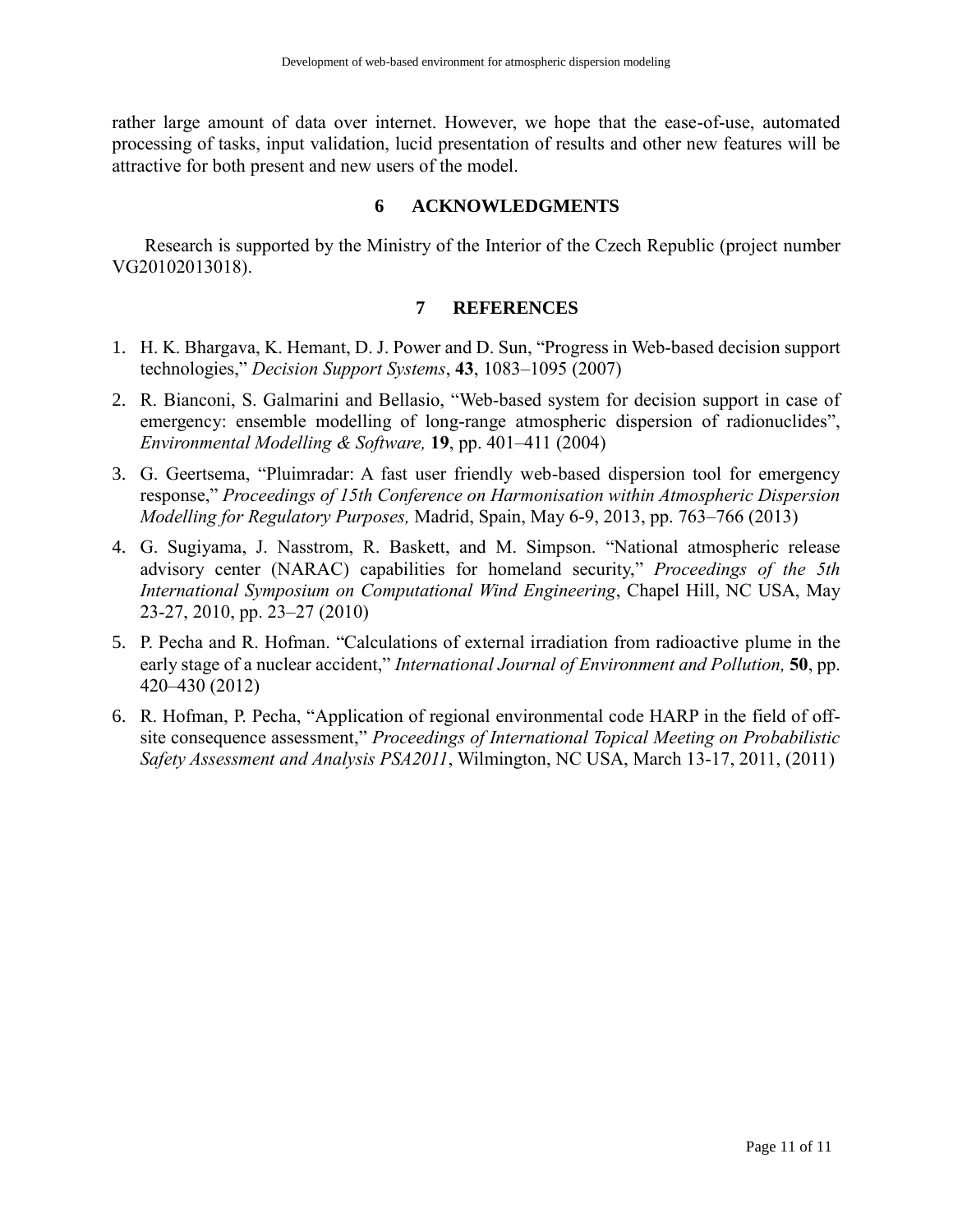rather large amount of data over internet. However, we hope that the ease-of-use, automated processing of tasks, input validation, lucid presentation of results and other new features will be attractive for both present and new users of the model.

## 6 ACKNOWLEDGMENTS

Research is supported by the Ministry of the Interior of the Czech Republic (project number VG20102013018).

## 7 REFERENCES

1. H. K. Bhargava, K. Hemant, D. J. Power and D. Sun, "Progress in Web-based decision support technologies," *Decision Support Systems*, **43**, 1083–1095 (2007)
2. R. Bianconi, S. Galmarini and Bellasio, "Web-based system for decision support in case of emergency: ensemble modelling of long-range atmospheric dispersion of radionuclides", *Environmental Modelling & Software,* **19**, pp. 401–411 (2004)
3. G. Geertsema, "Pluimradar: A fast user friendly web-based dispersion tool for emergency response," *Proceedings of 15th Conference on Harmonisation within Atmospheric Dispersion Modelling for Regulatory Purposes,* Madrid, Spain, May 6-9, 2013, pp. 763–766 (2013)
4. G. Sugiyama, J. Nasstrom, R. Baskett, and M. Simpson. "National atmospheric release advisory center (NARAC) capabilities for homeland security," *Proceedings of the 5th International Symposium on Computational Wind Engineering*, Chapel Hill, NC USA, May 23-27, 2010, pp. 23–27 (2010)
5. P. Pecha and R. Hofman. "Calculations of external irradiation from radioactive plume in the early stage of a nuclear accident," *International Journal of Environment and Pollution,* **50**, pp. 420–430 (2012)
6. R. Hofman, P. Pecha, "Application of regional environmental code HARP in the field of off-site consequence assessment," *Proceedings of International Topical Meeting on Probabilistic Safety Assessment and Analysis PSA2011*, Wilmington, NC USA, March 13-17, 2011, (2011)